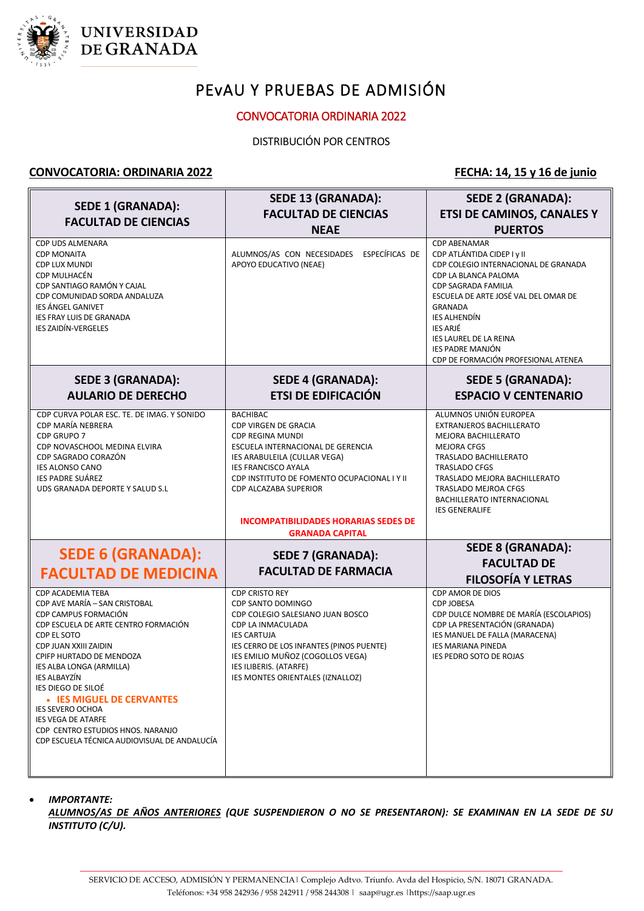UNIVERSIDAD DE GRANADA

# PEvAU Y PRUEBAS DE ADMISIÓN

## CONVOCATORIA ORDINARIA 2022

DISTRIBUCIÓN POR CENTROS

**CONVOCATORIA: ORDINARIA 2022** **FECHA: 14, 15 y 16 de junio**

| SEDE 1 (GRANADA): FACULTAD DE CIENCIAS | SEDE 13 (GRANADA): FACULTAD DE CIENCIAS NEAE | SEDE 2 (GRANADA): ETSI DE CAMINOS, CANALES Y PUERTOS |
|---|---|---|
| CDP UDS ALMENARA<br>CDP MONAITA<br>CDP LUX MUNDI<br>CDP MULHACÉN<br>CDP SANTIAGO RAMÓN Y CAJAL<br>CDP COMUNIDAD SORDA ANDALUZA<br>IES ÁNGEL GANIVET<br>IES FRAY LUIS DE GRANADA<br>IES ZAIDÍN-VERGELES | ALUMNOS/AS CON NECESIDADES ESPECÍFICAS DE APOYO EDUCATIVO (NEAE) | CDP ABENAMAR<br>CDP ATLÁNTIDA CIDEP I y II<br>CDP COLEGIO INTERNACIONAL DE GRANADA<br>CDP LA BLANCA PALOMA<br>CDP SAGRADA FAMILIA<br>ESCUELA DE ARTE JOSÉ VAL DEL OMAR DE GRANADA<br>IES ALHENDÍN<br>IES ARJÉ<br>IES LAUREL DE LA REINA<br>IES PADRE MANJÓN<br>CDP DE FORMACIÓN PROFESIONAL ATENEA |
| **SEDE 3 (GRANADA): AULARIO DE DERECHO** | **SEDE 4 (GRANADA): ETSI DE EDIFICACIÓN** | **SEDE 5 (GRANADA): ESPACIO V CENTENARIO** |
| CDP CURVA POLAR ESC. TE. DE IMAG. Y SONIDO<br>CDP MARÍA NEBRERA<br>CDP GRUPO 7<br>CDP NOVASCHOOL MEDINA ELVIRA<br>CDP SAGRADO CORAZÓN<br>IES ALONSO CANO<br>IES PADRE SUÁREZ<br>UDS GRANADA DEPORTE Y SALUD S.L | BACHIBAC<br>CDP VIRGEN DE GRACIA<br>CDP REGINA MUNDI<br>ESCUELA INTERNACIONAL DE GERENCIA<br>IES ARABULEILA (CULLAR VEGA)<br>IES FRANCISCO AYALA<br>CDP INSTITUTO DE FOMENTO OCUPACIONAL I Y II<br>CDP ALCAZABA SUPERIOR<br><br>**INCOMPATIBILIDADES HORARIAS SEDES DE GRANADA CAPITAL** | ALUMNOS UNIÓN EUROPEA<br>EXTRANJEROS BACHILLERATO<br>MEJORA BACHILLERATO<br>MEJORA CFGS<br>TRASLADO BACHILLERATO<br>TRASLADO CFGS<br>TRASLADO MEJORA BACHILLERATO<br>TRASLADO MEJROA CFGS<br>BACHILLERATO INTERNACIONAL<br>IES GENERALIFE |
| **SEDE 6 (GRANADA): FACULTAD DE MEDICINA** | **SEDE 7 (GRANADA): FACULTAD DE FARMACIA** | **SEDE 8 (GRANADA): FACULTAD DE FILOSOFÍA Y LETRAS** |
| CDP ACADEMIA TEBA<br>CDP AVE MARÍA – SAN CRISTOBAL<br>CDP CAMPUS FORMACIÓN<br>CDP ESCUELA DE ARTE CENTRO FORMACIÓN<br>CDP EL SOTO<br>CDP JUAN XXIII ZAIDIN<br>CPIFP HURTADO DE MENDOZA<br>IES ALBA LONGA (ARMILLA)<br>IES ALBAYZÍN<br>IES DIEGO DE SILOÉ<br>• **IES MIGUEL DE CERVANTES**<br>IES SEVERO OCHOA<br>IES VEGA DE ATARFE<br>CDP CENTRO ESTUDIOS HNOS. NARANJO<br>CDP ESCUELA TÉCNICA AUDIOVISUAL DE ANDALUCÍA | CDP CRISTO REY<br>CDP SANTO DOMINGO<br>CDP COLEGIO SALESIANO JUAN BOSCO<br>CDP LA INMACULADA<br>IES CARTUJA<br>IES CERRO DE LOS INFANTES (PINOS PUENTE)<br>IES EMILIO MUÑOZ (COGOLLOS VEGA)<br>IES ILIBERIS. (ATARFE)<br>IES MONTES ORIENTALES (IZNALLOZ) | CDP AMOR DE DIOS<br>CDP JOBESA<br>CDP DULCE NOMBRE DE MARÍA (ESCOLAPIOS)<br>CDP LA PRESENTACIÓN (GRANADA)<br>IES MANUEL DE FALLA (MARACENA)<br>IES MARIANA PINEDA<br>IES PEDRO SOTO DE ROJAS |

- ***IMPORTANTE:***
  ***ALUMNOS/AS DE AÑOS ANTERIORES (QUE SUSPENDIERON O NO SE PRESENTARON): SE EXAMINAN EN LA SEDE DE SU INSTITUTO (C/U).***

SERVICIO DE ACCESO, ADMISIÓN Y PERMANENCIA | Complejo Adtvo. Triunfo. Avda del Hospicio, S/N. 18071 GRANADA.
Teléfonos: +34 958 242936 / 958 242911 / 958 244308 | saap@ugr.es | https://saap.ugr.es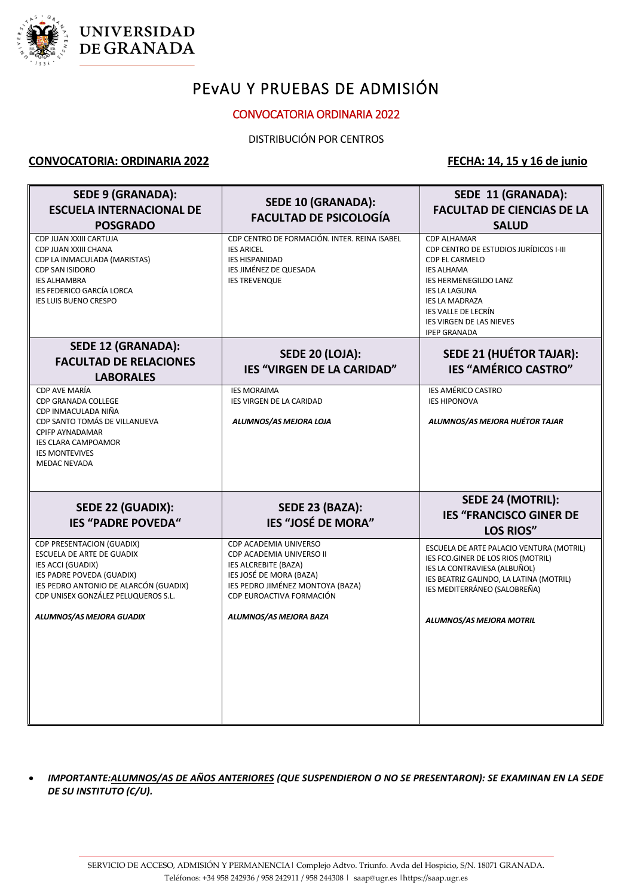# PEvAU Y PRUEBAS DE ADMISIÓN

## CONVOCATORIA ORDINARIA 2022

DISTRIBUCIÓN POR CENTROS

**CONVOCATORIA: ORDINARIA 2022** **FECHA: 14, 15 y 16 de junio**

| SEDE 9 (GRANADA): ESCUELA INTERNACIONAL DE POSGRADO | SEDE 10 (GRANADA): FACULTAD DE PSICOLOGÍA | SEDE 11 (GRANADA): FACULTAD DE CIENCIAS DE LA SALUD |
|---|---|---|
| CDP JUAN XXIII CARTUJA<br>CDP JUAN XXIII CHANA<br>CDP LA INMACULADA (MARISTAS)<br>CDP SAN ISIDORO<br>IES ALHAMBRA<br>IES FEDERICO GARCÍA LORCA<br>IES LUIS BUENO CRESPO | CDP CENTRO DE FORMACIÓN. INTER. REINA ISABEL<br>IES ARICEL<br>IES HISPANIDAD<br>IES JIMÉNEZ DE QUESADA<br>IES TREVENQUE | CDP ALHAMAR<br>CDP CENTRO DE ESTUDIOS JURÍDICOS I-III<br>CDP EL CARMELO<br>IES ALHAMA<br>IES HERMENEGILDO LANZ<br>IES LA LAGUNA<br>IES LA MADRAZA<br>IES VALLE DE LECRÍN<br>IES VIRGEN DE LAS NIEVES<br>IPEP GRANADA |
| **SEDE 12 (GRANADA): FACULTAD DE RELACIONES LABORALES** | **SEDE 20 (LOJA): IES “VIRGEN DE LA CARIDAD”** | **SEDE 21 (HUÉTOR TAJAR): IES “AMÉRICO CASTRO”** |
| CDP AVE MARÍA<br>CDP GRANADA COLLEGE<br>CDP INMACULADA NIÑA<br>CDP SANTO TOMÁS DE VILLANUEVA<br>CPIFP AYNADAMAR<br>IES CLARA CAMPOAMOR<br>IES MONTEVIVES<br>MEDAC NEVADA | IES MORAIMA<br>IES VIRGEN DE LA CARIDAD<br><br>***ALUMNOS/AS MEJORA LOJA*** | IES AMÉRICO CASTRO<br>IES HIPONOVA<br><br>***ALUMNOS/AS MEJORA HUÉTOR TAJAR*** |
| **SEDE 22 (GUADIX): IES “PADRE POVEDA“** | **SEDE 23 (BAZA): IES “JOSÉ DE MORA”** | **SEDE 24 (MOTRIL): IES “FRANCISCO GINER DE LOS RIOS”** |
| CDP PRESENTACION (GUADIX)<br>ESCUELA DE ARTE DE GUADIX<br>IES ACCI (GUADIX)<br>IES PADRE POVEDA (GUADIX)<br>IES PEDRO ANTONIO DE ALARCÓN (GUADIX)<br>CDP UNISEX GONZÁLEZ PELUQUEROS S.L.<br><br>***ALUMNOS/AS MEJORA GUADIX*** | CDP ACADEMIA UNIVERSO<br>CDP ACADEMIA UNIVERSO II<br>IES ALCREBITE (BAZA)<br>IES JOSÉ DE MORA (BAZA)<br>IES PEDRO JIMÉNEZ MONTOYA (BAZA)<br>CDP EUROACTIVA FORMACIÓN<br><br>***ALUMNOS/AS MEJORA BAZA*** | ESCUELA DE ARTE PALACIO VENTURA (MOTRIL)<br>IES FCO.GINER DE LOS RIOS (MOTRIL)<br>IES LA CONTRAVIESA (ALBUÑOL)<br>IES BEATRIZ GALINDO, LA LATINA (MOTRIL)<br>IES MEDITERRÁNEO (SALOBREÑA)<br><br>***ALUMNOS/AS MEJORA MOTRIL*** |

- ***IMPORTANTE:ALUMNOS/AS DE AÑOS ANTERIORES (QUE SUSPENDIERON O NO SE PRESENTARON): SE EXAMINAN EN LA SEDE DE SU INSTITUTO (C/U).***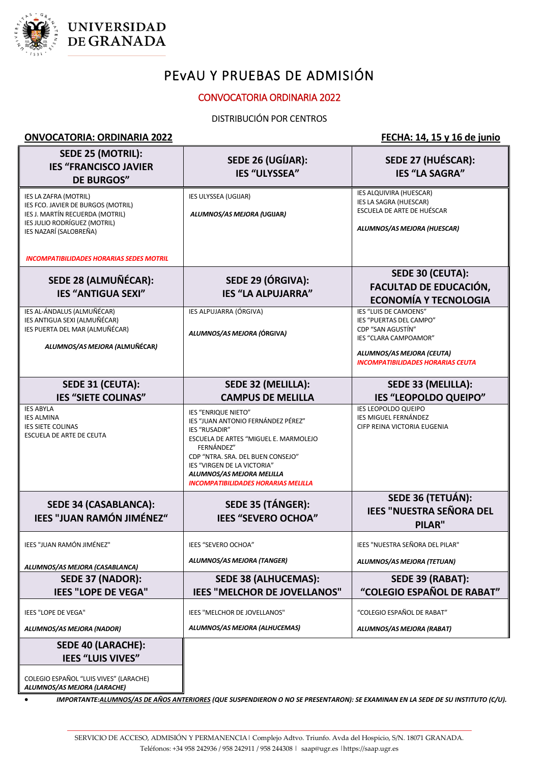UNIVERSIDAD DE GRANADA

# PEvAU Y PRUEBAS DE ADMISIÓN

## CONVOCATORIA ORDINARIA 2022

DISTRIBUCIÓN POR CENTROS

**ONVOCATORIA: ORDINARIA 2022** **FECHA: 14, 15 y 16 de junio**

| | | |
|---|---|---|
| **SEDE 25 (MOTRIL): IES "FRANCISCO JAVIER DE BURGOS"** | **SEDE 26 (UGÍJAR): IES "ULYSSEA"** | **SEDE 27 (HUÉSCAR): IES "LA SAGRA"** |
| IES LA ZAFRA (MOTRIL)<br>IES FCO. JAVIER DE BURGOS (MOTRIL)<br>IES J. MARTÍN RECUERDA (MOTRIL)<br>IES JULIO RODRÍGUEZ (MOTRIL)<br>IES NAZARÍ (SALOBREÑA)<br>***INCOMPATIBILIDADES HORARIAS SEDES MOTRIL*** | IES ULYSSEA (UGIJAR)<br>***ALUMNOS/AS MEJORA (UGIJAR)*** | IES ALQUIVIRA (HUESCAR)<br>IES LA SAGRA (HUESCAR)<br>ESCUELA DE ARTE DE HUÉSCAR<br>***ALUMNOS/AS MEJORA (HUESCAR)*** |
| **SEDE 28 (ALMUÑÉCAR): IES "ANTIGUA SEXI"** | **SEDE 29 (ÓRGIVA): IES "LA ALPUJARRA"** | **SEDE 30 (CEUTA): FACULTAD DE EDUCACIÓN, ECONOMÍA Y TECNOLOGIA** |
| IES AL-ÁNDALUS (ALMUÑÉCAR)<br>IES ANTIGUA SEXI (ALMUÑÉCAR)<br>IES PUERTA DEL MAR (ALMUÑÉCAR)<br>***ALUMNOS/AS MEJORA (ALMUÑÉCAR)*** | IES ALPUJARRA (ÓRGIVA)<br>***ALUMNOS/AS MEJORA (ÓRGIVA)*** | IES "LUIS DE CAMOENS"<br>IES "PUERTAS DEL CAMPO"<br>CDP "SAN AGUSTÍN"<br>IES "CLARA CAMPOAMOR"<br>***ALUMNOS/AS MEJORA (CEUTA)***<br>***INCOMPATIBILIDADES HORARIAS CEUTA*** |
| **SEDE 31 (CEUTA): IES "SIETE COLINAS"** | **SEDE 32 (MELILLA): CAMPUS DE MELILLA** | **SEDE 33 (MELILLA): IES "LEOPOLDO QUEIPO"** |
| IES ABYLA<br>IES ALMINA<br>IES SIETE COLINAS<br>ESCUELA DE ARTE DE CEUTA | IES "ENRIQUE NIETO"<br>IES "JUAN ANTONIO FERNÁNDEZ PÉREZ"<br>IES "RUSADIR"<br>ESCUELA DE ARTES "MIGUEL E. MARMOLEJO FERNÁNDEZ"<br>CDP "NTRA. SRA. DEL BUEN CONSEJO"<br>IES "VIRGEN DE LA VICTORIA"<br>***ALUMNOS/AS MEJORA MELILLA***<br>***INCOMPATIBILIDADES HORARIAS MELILLA*** | IES LEOPOLDO QUEIPO<br>IES MIGUEL FERNÁNDEZ<br>CIFP REINA VICTORIA EUGENIA |
| **SEDE 34 (CASABLANCA): IEES "JUAN RAMÓN JIMÉNEZ"** | **SEDE 35 (TÁNGER): IEES "SEVERO OCHOA"** | **SEDE 36 (TETUÁN): IEES "NUESTRA SEÑORA DEL PILAR"** |
| IEES "JUAN RAMÓN JIMÉNEZ"<br>***ALUMNOS/AS MEJORA (CASABLANCA)*** | IEES "SEVERO OCHOA"<br>***ALUMNOS/AS MEJORA (TANGER)*** | IEES "NUESTRA SEÑORA DEL PILAR"<br>***ALUMNOS/AS MEJORA (TETUAN)*** |
| **SEDE 37 (NADOR): IEES "LOPE DE VEGA"** | **SEDE 38 (ALHUCEMAS): IEES "MELCHOR DE JOVELLANOS"** | **SEDE 39 (RABAT): "COLEGIO ESPAÑOL DE RABAT"** |
| IEES "LOPE DE VEGA"<br>***ALUMNOS/AS MEJORA (NADOR)*** | IEES "MELCHOR DE JOVELLANOS"<br>***ALUMNOS/AS MEJORA (ALHUCEMAS)*** | "COLEGIO ESPAÑOL DE RABAT"<br>***ALUMNOS/AS MEJORA (RABAT)*** |
| **SEDE 40 (LARACHE): IEES "LUIS VIVES"** | | |
| COLEGIO ESPAÑOL "LUIS VIVES" (LARACHE)<br>***ALUMNOS/AS MEJORA (LARACHE)*** | | |

- ***IMPORTANTE:ALUMNOS/AS DE AÑOS ANTERIORES (QUE SUSPENDIERON O NO SE PRESENTARON): SE EXAMINAN EN LA SEDE DE SU INSTITUTO (C/U).***

SERVICIO DE ACCESO, ADMISIÓN Y PERMANENCIA | Complejo Adtvo. Triunfo. Avda del Hospicio, S/N. 18071 GRANADA.
Teléfonos: +34 958 242936 / 958 242911 / 958 244308 | saap@ugr.es |https://saap.ugr.es